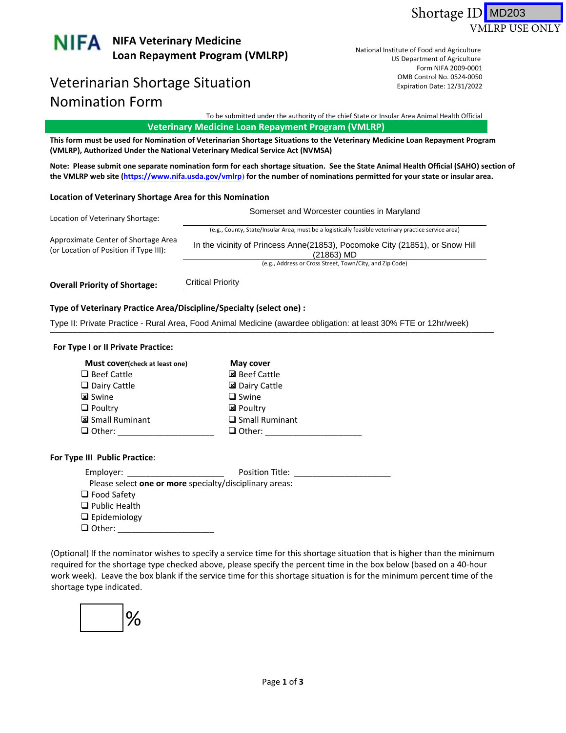Shortage ID MD203

VMLRP USE ONLY

**NIFA Veterinary Medicine Loan Repayment Program (VMLRP)**

National Institute of Food and Agriculture
US Department of Agriculture
Form NIFA 2009-0001
OMB Control No. 0524-0050
Expiration Date: 12/31/2022

# Veterinarian Shortage Situation Nomination Form

To be submitted under the authority of the chief State or Insular Area Animal Health Official

## Veterinary Medicine Loan Repayment Program (VMLRP)

**This form must be used for Nomination of Veterinarian Shortage Situations to the Veterinary Medicine Loan Repayment Program (VMLRP), Authorized Under the National Veterinary Medical Service Act (NVMSA)**

**Note: Please submit one separate nomination form for each shortage situation. See the State Animal Health Official (SAHO) section of the VMLRP web site (https://www.nifa.usda.gov/vmlrp) for the number of nominations permitted for your state or insular area.**

### Location of Veterinary Shortage Area for this Nomination

Location of Veterinary Shortage: Somerset and Worcester counties in Maryland

(e.g., County, State/Insular Area; must be a logistically feasible veterinary practice service area)

Approximate Center of Shortage Area (or Location of Position if Type III): In the vicinity of Princess Anne(21853), Pocomoke City (21851), or Snow Hill (21863) MD

(e.g., Address or Cross Street, Town/City, and Zip Code)

**Overall Priority of Shortage:** Critical Priority

**Type of Veterinary Practice Area/Discipline/Specialty (select one) :**

Type II: Private Practice - Rural Area, Food Animal Medicine (awardee obligation: at least 30% FTE or 12hr/week)

**For Type I or II Private Practice:**

**Must cover**(check at least one)

- ☐ Beef Cattle
- ☐ Dairy Cattle
- ☒ Swine
- ☐ Poultry
- ☒ Small Ruminant
- ☐ Other: ____________________

**May cover**

- ☒ Beef Cattle
- ☒ Dairy Cattle
- ☐ Swine
- ☒ Poultry
- ☐ Small Ruminant
- ☐ Other: ____________________

**For Type III Public Practice**:

Employer: ____________________ Position Title: ____________________

Please select **one or more** specialty/disciplinary areas:

- ☐ Food Safety
- ☐ Public Health
- ☐ Epidemiology
- ☐ Other: ____________________

(Optional) If the nominator wishes to specify a service time for this shortage situation that is higher than the minimum required for the shortage type checked above, please specify the percent time in the box below (based on a 40-hour work week). Leave the box blank if the service time for this shortage situation is for the minimum percent time of the shortage type indicated.

[ ] %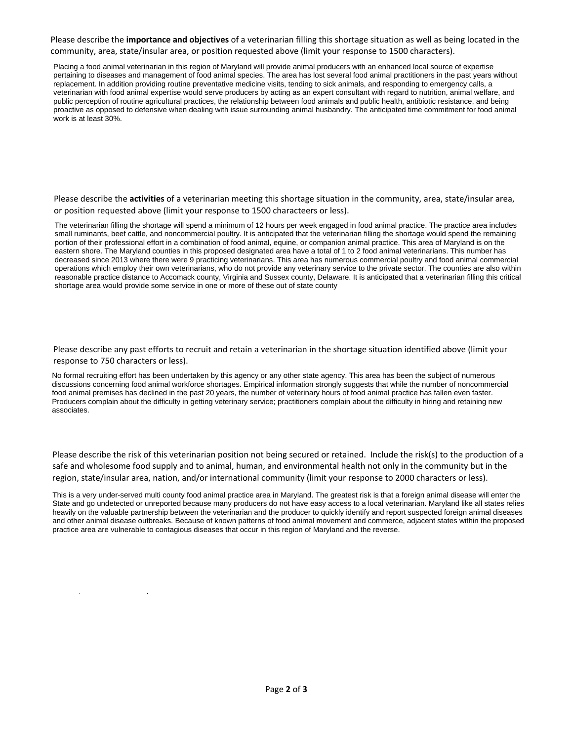Please describe the **importance and objectives** of a veterinarian filling this shortage situation as well as being located in the community, area, state/insular area, or position requested above (limit your response to 1500 characters).

Placing a food animal veterinarian in this region of Maryland will provide animal producers with an enhanced local source of expertise pertaining to diseases and management of food animal species. The area has lost several food animal practitioners in the past years without replacement. In addition providing routine preventative medicine visits, tending to sick animals, and responding to emergency calls, a veterinarian with food animal expertise would serve producers by acting as an expert consultant with regard to nutrition, animal welfare, and public perception of routine agricultural practices, the relationship between food animals and public health, antibiotic resistance, and being proactive as opposed to defensive when dealing with issue surrounding animal husbandry. The anticipated time commitment for food animal work is at least 30%.

Please describe the **activities** of a veterinarian meeting this shortage situation in the community, area, state/insular area, or position requested above (limit your response to 1500 characteers or less).

The veterinarian filling the shortage will spend a minimum of 12 hours per week engaged in food animal practice. The practice area includes small ruminants, beef cattle, and noncommercial poultry. It is anticipated that the veterinarian filling the shortage would spend the remaining portion of their professional effort in a combination of food animal, equine, or companion animal practice. This area of Maryland is on the eastern shore. The Maryland counties in this proposed designated area have a total of 1 to 2 food animal veterinarians. This number has decreased since 2013 where there were 9 practicing veterinarians. This area has numerous commercial poultry and food animal commercial operations which employ their own veterinarians, who do not provide any veterinary service to the private sector. The counties are also within reasonable practice distance to Accomack county, Virginia and Sussex county, Delaware. It is anticipated that a veterinarian filling this critical shortage area would provide some service in one or more of these out of state county

Please describe any past efforts to recruit and retain a veterinarian in the shortage situation identified above (limit your response to 750 characters or less).

No formal recruiting effort has been undertaken by this agency or any other state agency. This area has been the subject of numerous discussions concerning food animal workforce shortages. Empirical information strongly suggests that while the number of noncommercial food animal premises has declined in the past 20 years, the number of veterinary hours of food animal practice has fallen even faster. Producers complain about the difficulty in getting veterinary service; practitioners complain about the difficulty in hiring and retaining new associates.

Please describe the risk of this veterinarian position not being secured or retained. Include the risk(s) to the production of a safe and wholesome food supply and to animal, human, and environmental health not only in the community but in the region, state/insular area, nation, and/or international community (limit your response to 2000 characters or less).

This is a very under-served multi county food animal practice area in Maryland. The greatest risk is that a foreign animal disease will enter the State and go undetected or unreported because many producers do not have easy access to a local veterinarian. Maryland like all states relies heavily on the valuable partnership between the veterinarian and the producer to quickly identify and report suspected foreign animal diseases and other animal disease outbreaks. Because of known patterns of food animal movement and commerce, adjacent states within the proposed practice area are vulnerable to contagious diseases that occur in this region of Maryland and the reverse.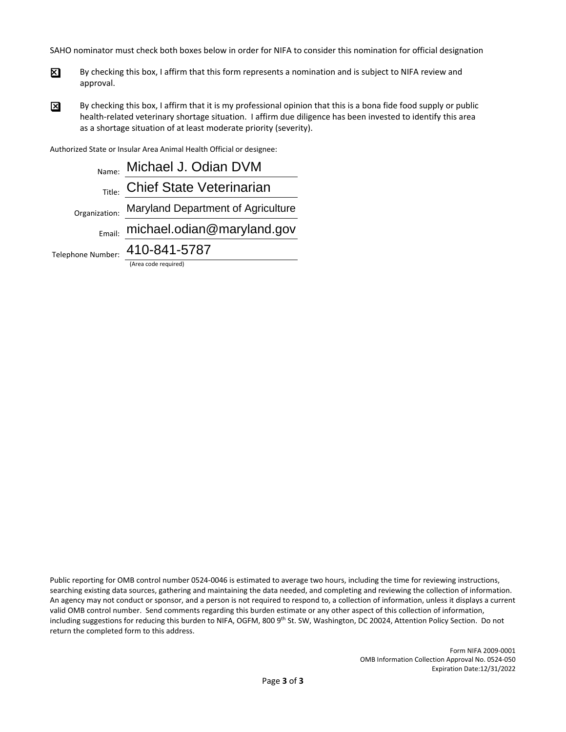SAHO nominator must check both boxes below in order for NIFA to consider this nomination for official designation

☒ By checking this box, I affirm that this form represents a nomination and is subject to NIFA review and approval.

☒ By checking this box, I affirm that it is my professional opinion that this is a bona fide food supply or public health-related veterinary shortage situation. I affirm due diligence has been invested to identify this area as a shortage situation of at least moderate priority (severity).

Authorized State or Insular Area Animal Health Official or designee:

Name: Michael J. Odian DVM

Title: Chief State Veterinarian

Organization: Maryland Department of Agriculture

Email: michael.odian@maryland.gov

Telephone Number: 410-841-5787
(Area code required)

Public reporting for OMB control number 0524-0046 is estimated to average two hours, including the time for reviewing instructions, searching existing data sources, gathering and maintaining the data needed, and completing and reviewing the collection of information. An agency may not conduct or sponsor, and a person is not required to respond to, a collection of information, unless it displays a current valid OMB control number. Send comments regarding this burden estimate or any other aspect of this collection of information, including suggestions for reducing this burden to NIFA, OGFM, 800 9th St. SW, Washington, DC 20024, Attention Policy Section. Do not return the completed form to this address.

Form NIFA 2009-0001
OMB Information Collection Approval No. 0524-050
Expiration Date:12/31/2022